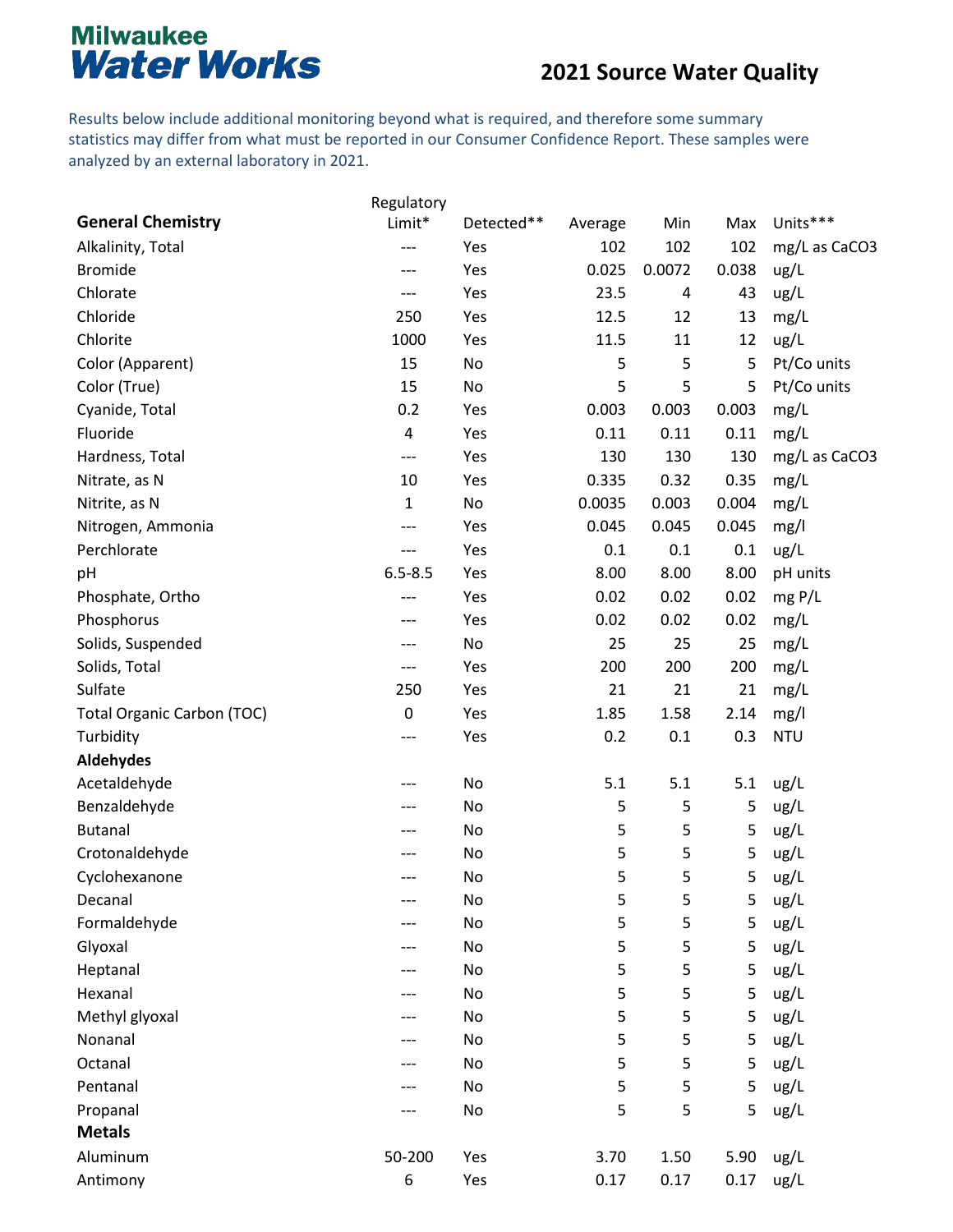# Milwaukee Water Works

## 2021 Source Water Quality

Results below include additional monitoring beyond what is required, and therefore some summary statistics may differ from what must be reported in our Consumer Confidence Report. These samples were analyzed by an external laboratory in 2021.

| General Chemistry | Regulatory Limit* | Detected** | Average | Min | Max | Units*** |
|---|---|---|---|---|---|---|
| Alkalinity, Total | --- | Yes | 102 | 102 | 102 | mg/L as CaCO3 |
| Bromide | --- | Yes | 0.025 | 0.0072 | 0.038 | ug/L |
| Chlorate | --- | Yes | 23.5 | 4 | 43 | ug/L |
| Chloride | 250 | Yes | 12.5 | 12 | 13 | mg/L |
| Chlorite | 1000 | Yes | 11.5 | 11 | 12 | ug/L |
| Color (Apparent) | 15 | No | 5 | 5 | 5 | Pt/Co units |
| Color (True) | 15 | No | 5 | 5 | 5 | Pt/Co units |
| Cyanide, Total | 0.2 | Yes | 0.003 | 0.003 | 0.003 | mg/L |
| Fluoride | 4 | Yes | 0.11 | 0.11 | 0.11 | mg/L |
| Hardness, Total | --- | Yes | 130 | 130 | 130 | mg/L as CaCO3 |
| Nitrate, as N | 10 | Yes | 0.335 | 0.32 | 0.35 | mg/L |
| Nitrite, as N | 1 | No | 0.0035 | 0.003 | 0.004 | mg/L |
| Nitrogen, Ammonia | --- | Yes | 0.045 | 0.045 | 0.045 | mg/l |
| Perchlorate | --- | Yes | 0.1 | 0.1 | 0.1 | ug/L |
| pH | 6.5-8.5 | Yes | 8.00 | 8.00 | 8.00 | pH units |
| Phosphate, Ortho | --- | Yes | 0.02 | 0.02 | 0.02 | mg P/L |
| Phosphorus | --- | Yes | 0.02 | 0.02 | 0.02 | mg/L |
| Solids, Suspended | --- | No | 25 | 25 | 25 | mg/L |
| Solids, Total | --- | Yes | 200 | 200 | 200 | mg/L |
| Sulfate | 250 | Yes | 21 | 21 | 21 | mg/L |
| Total Organic Carbon (TOC) | 0 | Yes | 1.85 | 1.58 | 2.14 | mg/l |
| Turbidity | --- | Yes | 0.2 | 0.1 | 0.3 | NTU |
| **Aldehydes** | | | | | | |
| Acetaldehyde | --- | No | 5.1 | 5.1 | 5.1 | ug/L |
| Benzaldehyde | --- | No | 5 | 5 | 5 | ug/L |
| Butanal | --- | No | 5 | 5 | 5 | ug/L |
| Crotonaldehyde | --- | No | 5 | 5 | 5 | ug/L |
| Cyclohexanone | --- | No | 5 | 5 | 5 | ug/L |
| Decanal | --- | No | 5 | 5 | 5 | ug/L |
| Formaldehyde | --- | No | 5 | 5 | 5 | ug/L |
| Glyoxal | --- | No | 5 | 5 | 5 | ug/L |
| Heptanal | --- | No | 5 | 5 | 5 | ug/L |
| Hexanal | --- | No | 5 | 5 | 5 | ug/L |
| Methyl glyoxal | --- | No | 5 | 5 | 5 | ug/L |
| Nonanal | --- | No | 5 | 5 | 5 | ug/L |
| Octanal | --- | No | 5 | 5 | 5 | ug/L |
| Pentanal | --- | No | 5 | 5 | 5 | ug/L |
| Propanal | --- | No | 5 | 5 | 5 | ug/L |
| **Metals** | | | | | | |
| Aluminum | 50-200 | Yes | 3.70 | 1.50 | 5.90 | ug/L |
| Antimony | 6 | Yes | 0.17 | 0.17 | 0.17 | ug/L |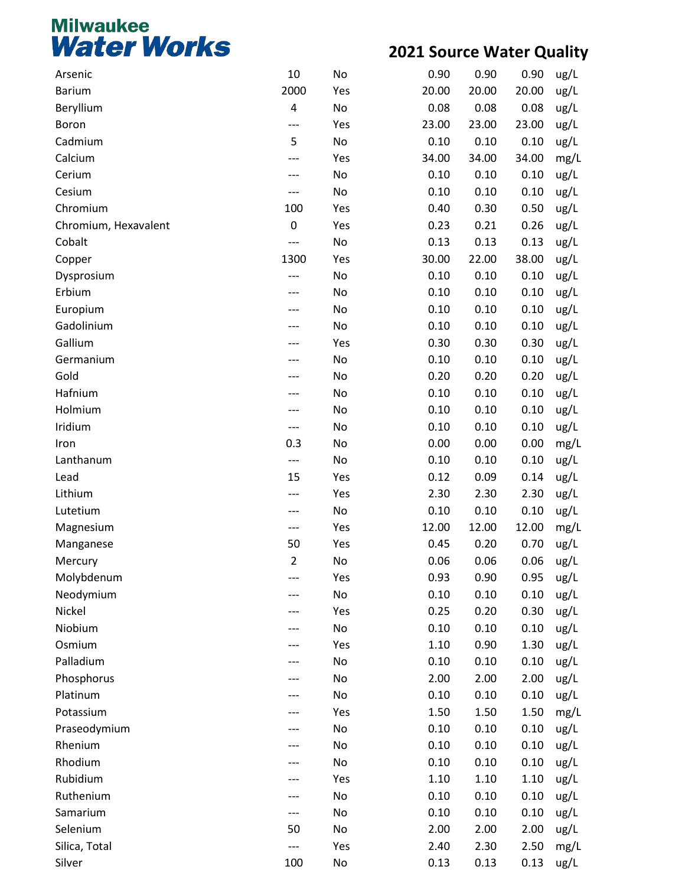# Milwaukee Water Works

## 2021 Source Water Quality

| | | | | | | |
|---|---|---|---|---|---|---|
| Arsenic | 10 | No | 0.90 | 0.90 | 0.90 | ug/L |
| Barium | 2000 | Yes | 20.00 | 20.00 | 20.00 | ug/L |
| Beryllium | 4 | No | 0.08 | 0.08 | 0.08 | ug/L |
| Boron | --- | Yes | 23.00 | 23.00 | 23.00 | ug/L |
| Cadmium | 5 | No | 0.10 | 0.10 | 0.10 | ug/L |
| Calcium | --- | Yes | 34.00 | 34.00 | 34.00 | mg/L |
| Cerium | --- | No | 0.10 | 0.10 | 0.10 | ug/L |
| Cesium | --- | No | 0.10 | 0.10 | 0.10 | ug/L |
| Chromium | 100 | Yes | 0.40 | 0.30 | 0.50 | ug/L |
| Chromium, Hexavalent | 0 | Yes | 0.23 | 0.21 | 0.26 | ug/L |
| Cobalt | --- | No | 0.13 | 0.13 | 0.13 | ug/L |
| Copper | 1300 | Yes | 30.00 | 22.00 | 38.00 | ug/L |
| Dysprosium | --- | No | 0.10 | 0.10 | 0.10 | ug/L |
| Erbium | --- | No | 0.10 | 0.10 | 0.10 | ug/L |
| Europium | --- | No | 0.10 | 0.10 | 0.10 | ug/L |
| Gadolinium | --- | No | 0.10 | 0.10 | 0.10 | ug/L |
| Gallium | --- | Yes | 0.30 | 0.30 | 0.30 | ug/L |
| Germanium | --- | No | 0.10 | 0.10 | 0.10 | ug/L |
| Gold | --- | No | 0.20 | 0.20 | 0.20 | ug/L |
| Hafnium | --- | No | 0.10 | 0.10 | 0.10 | ug/L |
| Holmium | --- | No | 0.10 | 0.10 | 0.10 | ug/L |
| Iridium | --- | No | 0.10 | 0.10 | 0.10 | ug/L |
| Iron | 0.3 | No | 0.00 | 0.00 | 0.00 | mg/L |
| Lanthanum | --- | No | 0.10 | 0.10 | 0.10 | ug/L |
| Lead | 15 | Yes | 0.12 | 0.09 | 0.14 | ug/L |
| Lithium | --- | Yes | 2.30 | 2.30 | 2.30 | ug/L |
| Lutetium | --- | No | 0.10 | 0.10 | 0.10 | ug/L |
| Magnesium | --- | Yes | 12.00 | 12.00 | 12.00 | mg/L |
| Manganese | 50 | Yes | 0.45 | 0.20 | 0.70 | ug/L |
| Mercury | 2 | No | 0.06 | 0.06 | 0.06 | ug/L |
| Molybdenum | --- | Yes | 0.93 | 0.90 | 0.95 | ug/L |
| Neodymium | --- | No | 0.10 | 0.10 | 0.10 | ug/L |
| Nickel | --- | Yes | 0.25 | 0.20 | 0.30 | ug/L |
| Niobium | --- | No | 0.10 | 0.10 | 0.10 | ug/L |
| Osmium | --- | Yes | 1.10 | 0.90 | 1.30 | ug/L |
| Palladium | --- | No | 0.10 | 0.10 | 0.10 | ug/L |
| Phosphorus | --- | No | 2.00 | 2.00 | 2.00 | ug/L |
| Platinum | --- | No | 0.10 | 0.10 | 0.10 | ug/L |
| Potassium | --- | Yes | 1.50 | 1.50 | 1.50 | mg/L |
| Praseodymium | --- | No | 0.10 | 0.10 | 0.10 | ug/L |
| Rhenium | --- | No | 0.10 | 0.10 | 0.10 | ug/L |
| Rhodium | --- | No | 0.10 | 0.10 | 0.10 | ug/L |
| Rubidium | --- | Yes | 1.10 | 1.10 | 1.10 | ug/L |
| Ruthenium | --- | No | 0.10 | 0.10 | 0.10 | ug/L |
| Samarium | --- | No | 0.10 | 0.10 | 0.10 | ug/L |
| Selenium | 50 | No | 2.00 | 2.00 | 2.00 | ug/L |
| Silica, Total | --- | Yes | 2.40 | 2.30 | 2.50 | mg/L |
| Silver | 100 | No | 0.13 | 0.13 | 0.13 | ug/L |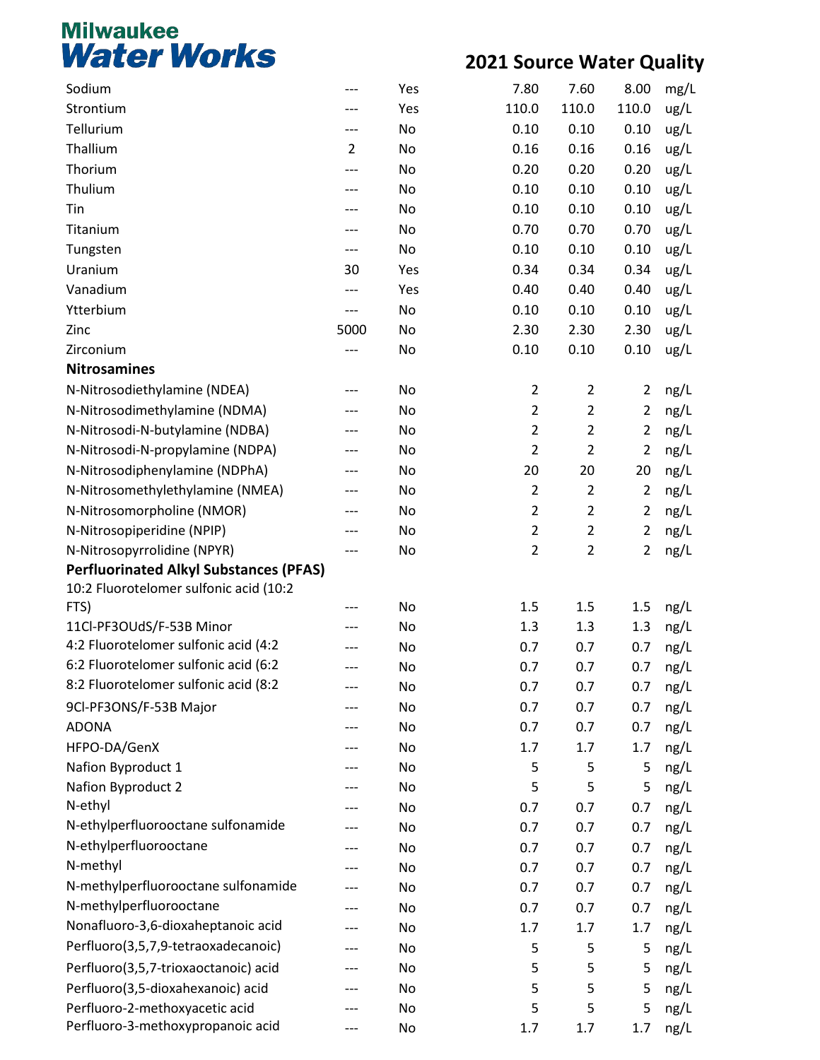# Milwaukee Water Works

## 2021 Source Water Quality

| | | | | | | |
|---|---|---|---|---|---|---|
| Sodium | --- | Yes | 7.80 | 7.60 | 8.00 | mg/L |
| Strontium | --- | Yes | 110.0 | 110.0 | 110.0 | ug/L |
| Tellurium | --- | No | 0.10 | 0.10 | 0.10 | ug/L |
| Thallium | 2 | No | 0.16 | 0.16 | 0.16 | ug/L |
| Thorium | --- | No | 0.20 | 0.20 | 0.20 | ug/L |
| Thulium | --- | No | 0.10 | 0.10 | 0.10 | ug/L |
| Tin | --- | No | 0.10 | 0.10 | 0.10 | ug/L |
| Titanium | --- | No | 0.70 | 0.70 | 0.70 | ug/L |
| Tungsten | --- | No | 0.10 | 0.10 | 0.10 | ug/L |
| Uranium | 30 | Yes | 0.34 | 0.34 | 0.34 | ug/L |
| Vanadium | --- | Yes | 0.40 | 0.40 | 0.40 | ug/L |
| Ytterbium | --- | No | 0.10 | 0.10 | 0.10 | ug/L |
| Zinc | 5000 | No | 2.30 | 2.30 | 2.30 | ug/L |
| Zirconium | --- | No | 0.10 | 0.10 | 0.10 | ug/L |
| **Nitrosamines** | | | | | | |
| N-Nitrosodiethylamine (NDEA) | --- | No | 2 | 2 | 2 | ng/L |
| N-Nitrosodimethylamine (NDMA) | --- | No | 2 | 2 | 2 | ng/L |
| N-Nitrosodi-N-butylamine (NDBA) | --- | No | 2 | 2 | 2 | ng/L |
| N-Nitrosodi-N-propylamine (NDPA) | --- | No | 2 | 2 | 2 | ng/L |
| N-Nitrosodiphenylamine (NDPhA) | --- | No | 20 | 20 | 20 | ng/L |
| N-Nitrosomethylethylamine (NMEA) | --- | No | 2 | 2 | 2 | ng/L |
| N-Nitrosomorpholine (NMOR) | --- | No | 2 | 2 | 2 | ng/L |
| N-Nitrosopiperidine (NPIP) | --- | No | 2 | 2 | 2 | ng/L |
| N-Nitrosopyrrolidine (NPYR) | --- | No | 2 | 2 | 2 | ng/L |
| **Perfluorinated Alkyl Substances (PFAS)** | | | | | | |
| 10:2 Fluorotelomer sulfonic acid (10:2 FTS) | --- | No | 1.5 | 1.5 | 1.5 | ng/L |
| 11Cl-PF3OUdS/F-53B Minor | --- | No | 1.3 | 1.3 | 1.3 | ng/L |
| 4:2 Fluorotelomer sulfonic acid (4:2 | --- | No | 0.7 | 0.7 | 0.7 | ng/L |
| 6:2 Fluorotelomer sulfonic acid (6:2 | --- | No | 0.7 | 0.7 | 0.7 | ng/L |
| 8:2 Fluorotelomer sulfonic acid (8:2 | --- | No | 0.7 | 0.7 | 0.7 | ng/L |
| 9Cl-PF3ONS/F-53B Major | --- | No | 0.7 | 0.7 | 0.7 | ng/L |
| ADONA | --- | No | 0.7 | 0.7 | 0.7 | ng/L |
| HFPO-DA/GenX | --- | No | 1.7 | 1.7 | 1.7 | ng/L |
| Nafion Byproduct 1 | --- | No | 5 | 5 | 5 | ng/L |
| Nafion Byproduct 2 | --- | No | 5 | 5 | 5 | ng/L |
| N-ethyl | --- | No | 0.7 | 0.7 | 0.7 | ng/L |
| N-ethylperfluorooctane sulfonamide | --- | No | 0.7 | 0.7 | 0.7 | ng/L |
| N-ethylperfluorooctane | --- | No | 0.7 | 0.7 | 0.7 | ng/L |
| N-methyl | --- | No | 0.7 | 0.7 | 0.7 | ng/L |
| N-methylperfluorooctane sulfonamide | --- | No | 0.7 | 0.7 | 0.7 | ng/L |
| N-methylperfluorooctane | --- | No | 0.7 | 0.7 | 0.7 | ng/L |
| Nonafluoro-3,6-dioxaheptanoic acid | --- | No | 1.7 | 1.7 | 1.7 | ng/L |
| Perfluoro(3,5,7,9-tetraoxadecanoic) | --- | No | 5 | 5 | 5 | ng/L |
| Perfluoro(3,5,7-trioxaoctanoic) acid | --- | No | 5 | 5 | 5 | ng/L |
| Perfluoro(3,5-dioxahexanoic) acid | --- | No | 5 | 5 | 5 | ng/L |
| Perfluoro-2-methoxyacetic acid | --- | No | 5 | 5 | 5 | ng/L |
| Perfluoro-3-methoxypropanoic acid | --- | No | 1.7 | 1.7 | 1.7 | ng/L |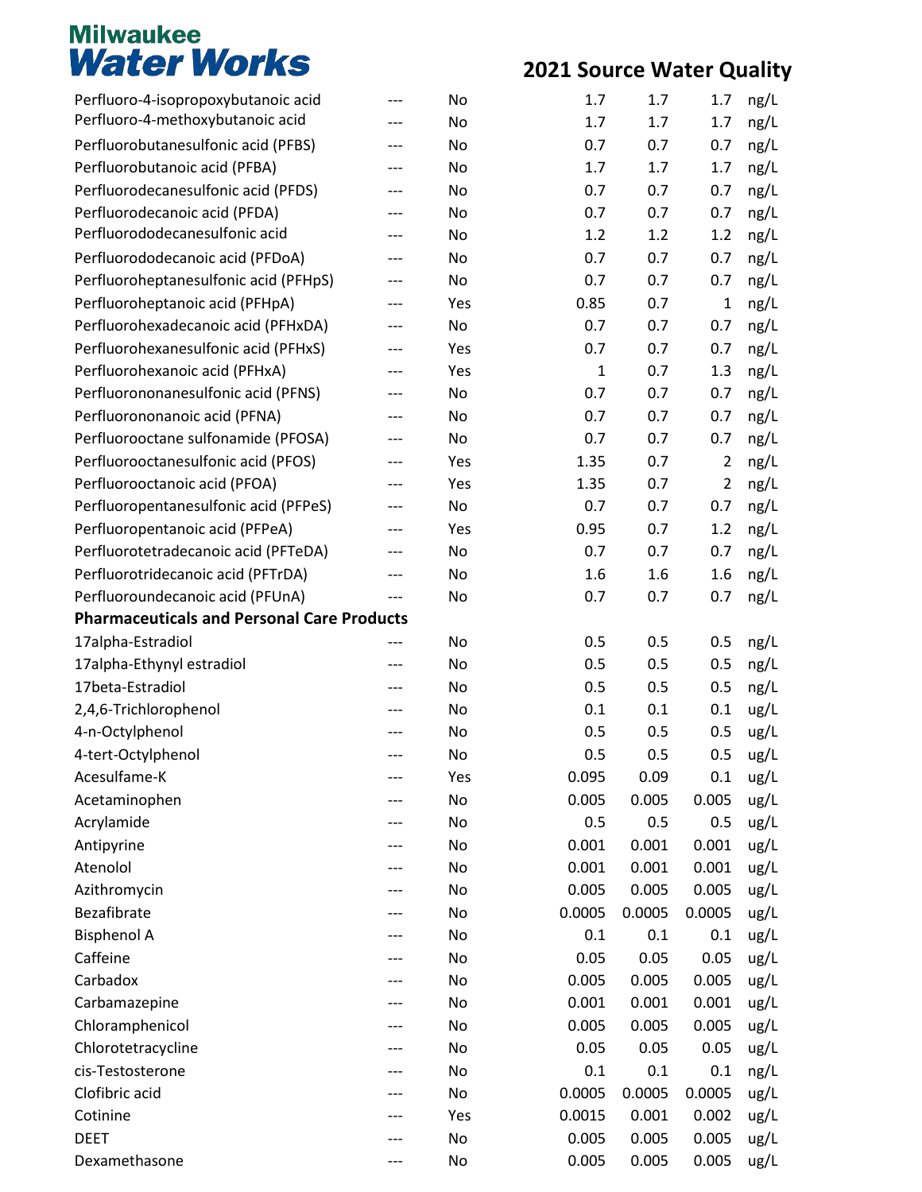# Milwaukee Water Works

## 2021 Source Water Quality

| | | | | | | |
|---|---|---|---|---|---|---|
| Perfluoro-4-isopropoxybutanoic acid | --- | No | 1.7 | 1.7 | 1.7 | ng/L |
| Perfluoro-4-methoxybutanoic acid | --- | No | 1.7 | 1.7 | 1.7 | ng/L |
| Perfluorobutanesulfonic acid (PFBS) | --- | No | 0.7 | 0.7 | 0.7 | ng/L |
| Perfluorobutanoic acid (PFBA) | --- | No | 1.7 | 1.7 | 1.7 | ng/L |
| Perfluorodecanesulfonic acid (PFDS) | --- | No | 0.7 | 0.7 | 0.7 | ng/L |
| Perfluorodecanoic acid (PFDA) | --- | No | 0.7 | 0.7 | 0.7 | ng/L |
| Perfluorododecanesulfonic acid | --- | No | 1.2 | 1.2 | 1.2 | ng/L |
| Perfluorododecanoic acid (PFDoA) | --- | No | 0.7 | 0.7 | 0.7 | ng/L |
| Perfluoroheptanesulfonic acid (PFHpS) | --- | No | 0.7 | 0.7 | 0.7 | ng/L |
| Perfluoroheptanoic acid (PFHpA) | --- | Yes | 0.85 | 0.7 | 1 | ng/L |
| Perfluorohexadecanoic acid (PFHxDA) | --- | No | 0.7 | 0.7 | 0.7 | ng/L |
| Perfluorohexanesulfonic acid (PFHxS) | --- | Yes | 0.7 | 0.7 | 0.7 | ng/L |
| Perfluorohexanoic acid (PFHxA) | --- | Yes | 1 | 0.7 | 1.3 | ng/L |
| Perfluorononanesulfonic acid (PFNS) | --- | No | 0.7 | 0.7 | 0.7 | ng/L |
| Perfluorononanoic acid (PFNA) | --- | No | 0.7 | 0.7 | 0.7 | ng/L |
| Perfluorooctane sulfonamide (PFOSA) | --- | No | 0.7 | 0.7 | 0.7 | ng/L |
| Perfluorooctanesulfonic acid (PFOS) | --- | Yes | 1.35 | 0.7 | 2 | ng/L |
| Perfluorooctanoic acid (PFOA) | --- | Yes | 1.35 | 0.7 | 2 | ng/L |
| Perfluoropentanesulfonic acid (PFPeS) | --- | No | 0.7 | 0.7 | 0.7 | ng/L |
| Perfluoropentanoic acid (PFPeA) | --- | Yes | 0.95 | 0.7 | 1.2 | ng/L |
| Perfluorotetradecanoic acid (PFTeDA) | --- | No | 0.7 | 0.7 | 0.7 | ng/L |
| Perfluorotridecanoic acid (PFTrDA) | --- | No | 1.6 | 1.6 | 1.6 | ng/L |
| Perfluoroundecanoic acid (PFUnA) | --- | No | 0.7 | 0.7 | 0.7 | ng/L |
| **Pharmaceuticals and Personal Care Products** | | | | | | |
| 17alpha-Estradiol | --- | No | 0.5 | 0.5 | 0.5 | ng/L |
| 17alpha-Ethynyl estradiol | --- | No | 0.5 | 0.5 | 0.5 | ng/L |
| 17beta-Estradiol | --- | No | 0.5 | 0.5 | 0.5 | ng/L |
| 2,4,6-Trichlorophenol | --- | No | 0.1 | 0.1 | 0.1 | ug/L |
| 4-n-Octylphenol | --- | No | 0.5 | 0.5 | 0.5 | ug/L |
| 4-tert-Octylphenol | --- | No | 0.5 | 0.5 | 0.5 | ug/L |
| Acesulfame-K | --- | Yes | 0.095 | 0.09 | 0.1 | ug/L |
| Acetaminophen | --- | No | 0.005 | 0.005 | 0.005 | ug/L |
| Acrylamide | --- | No | 0.5 | 0.5 | 0.5 | ug/L |
| Antipyrine | --- | No | 0.001 | 0.001 | 0.001 | ug/L |
| Atenolol | --- | No | 0.001 | 0.001 | 0.001 | ug/L |
| Azithromycin | --- | No | 0.005 | 0.005 | 0.005 | ug/L |
| Bezafibrate | --- | No | 0.0005 | 0.0005 | 0.0005 | ug/L |
| Bisphenol A | --- | No | 0.1 | 0.1 | 0.1 | ug/L |
| Caffeine | --- | No | 0.05 | 0.05 | 0.05 | ug/L |
| Carbadox | --- | No | 0.005 | 0.005 | 0.005 | ug/L |
| Carbamazepine | --- | No | 0.001 | 0.001 | 0.001 | ug/L |
| Chloramphenicol | --- | No | 0.005 | 0.005 | 0.005 | ug/L |
| Chlorotetracycline | --- | No | 0.05 | 0.05 | 0.05 | ug/L |
| cis-Testosterone | --- | No | 0.1 | 0.1 | 0.1 | ng/L |
| Clofibric acid | --- | No | 0.0005 | 0.0005 | 0.0005 | ug/L |
| Cotinine | --- | Yes | 0.0015 | 0.001 | 0.002 | ug/L |
| DEET | --- | No | 0.005 | 0.005 | 0.005 | ug/L |
| Dexamethasone | --- | No | 0.005 | 0.005 | 0.005 | ug/L |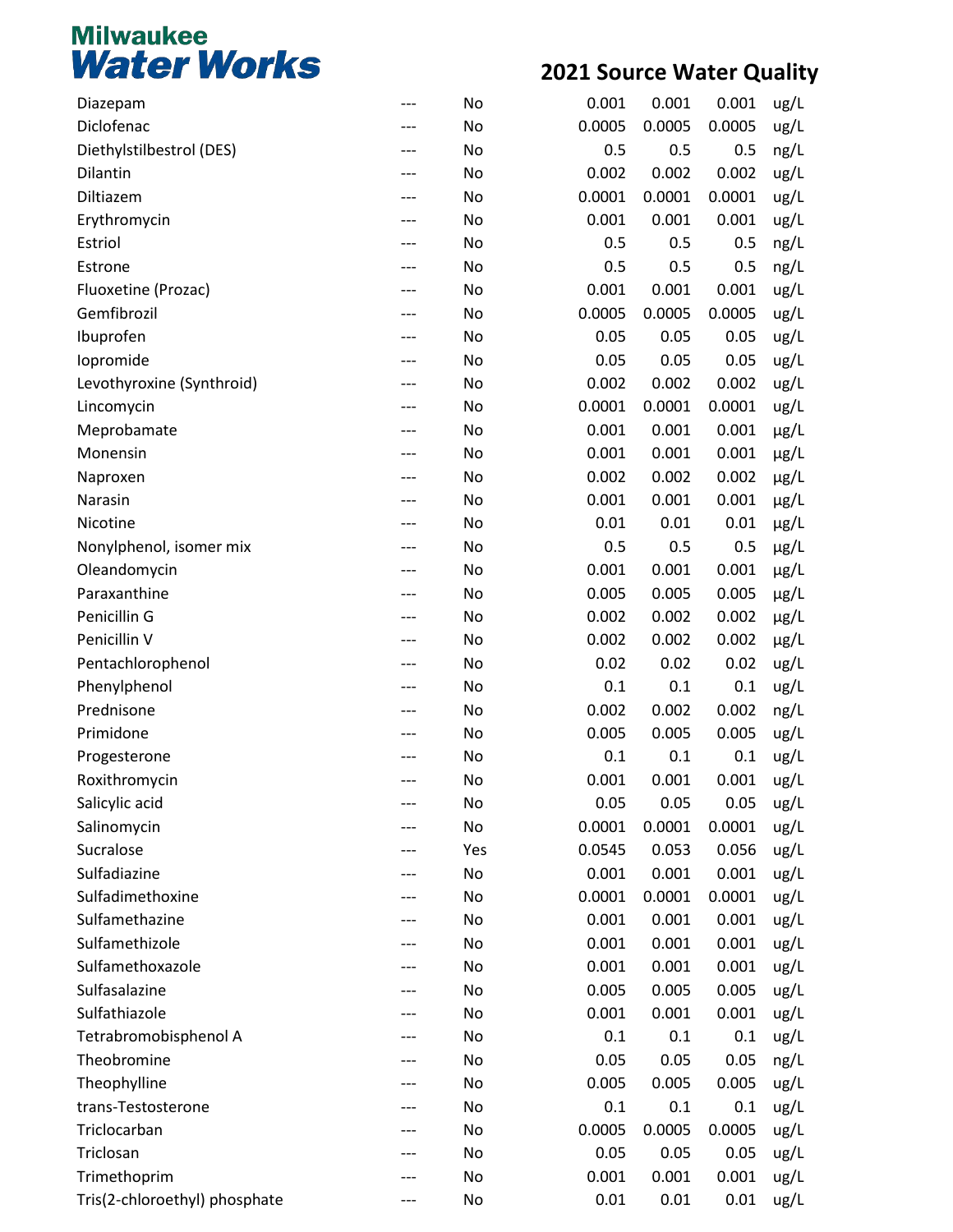# Milwaukee Water Works

## 2021 Source Water Quality

| | | | | | | |
|---|---|---|---|---|---|---|
| Diazepam | --- | No | 0.001 | 0.001 | 0.001 | ug/L |
| Diclofenac | --- | No | 0.0005 | 0.0005 | 0.0005 | ug/L |
| Diethylstilbestrol (DES) | --- | No | 0.5 | 0.5 | 0.5 | ng/L |
| Dilantin | --- | No | 0.002 | 0.002 | 0.002 | ug/L |
| Diltiazem | --- | No | 0.0001 | 0.0001 | 0.0001 | ug/L |
| Erythromycin | --- | No | 0.001 | 0.001 | 0.001 | ug/L |
| Estriol | --- | No | 0.5 | 0.5 | 0.5 | ng/L |
| Estrone | --- | No | 0.5 | 0.5 | 0.5 | ng/L |
| Fluoxetine (Prozac) | --- | No | 0.001 | 0.001 | 0.001 | ug/L |
| Gemfibrozil | --- | No | 0.0005 | 0.0005 | 0.0005 | ug/L |
| Ibuprofen | --- | No | 0.05 | 0.05 | 0.05 | ug/L |
| Iopromide | --- | No | 0.05 | 0.05 | 0.05 | ug/L |
| Levothyroxine (Synthroid) | --- | No | 0.002 | 0.002 | 0.002 | ug/L |
| Lincomycin | --- | No | 0.0001 | 0.0001 | 0.0001 | ug/L |
| Meprobamate | --- | No | 0.001 | 0.001 | 0.001 | µg/L |
| Monensin | --- | No | 0.001 | 0.001 | 0.001 | µg/L |
| Naproxen | --- | No | 0.002 | 0.002 | 0.002 | µg/L |
| Narasin | --- | No | 0.001 | 0.001 | 0.001 | µg/L |
| Nicotine | --- | No | 0.01 | 0.01 | 0.01 | µg/L |
| Nonylphenol, isomer mix | --- | No | 0.5 | 0.5 | 0.5 | µg/L |
| Oleandomycin | --- | No | 0.001 | 0.001 | 0.001 | µg/L |
| Paraxanthine | --- | No | 0.005 | 0.005 | 0.005 | µg/L |
| Penicillin G | --- | No | 0.002 | 0.002 | 0.002 | µg/L |
| Penicillin V | --- | No | 0.002 | 0.002 | 0.002 | µg/L |
| Pentachlorophenol | --- | No | 0.02 | 0.02 | 0.02 | ug/L |
| Phenylphenol | --- | No | 0.1 | 0.1 | 0.1 | ug/L |
| Prednisone | --- | No | 0.002 | 0.002 | 0.002 | ng/L |
| Primidone | --- | No | 0.005 | 0.005 | 0.005 | ug/L |
| Progesterone | --- | No | 0.1 | 0.1 | 0.1 | ug/L |
| Roxithromycin | --- | No | 0.001 | 0.001 | 0.001 | ug/L |
| Salicylic acid | --- | No | 0.05 | 0.05 | 0.05 | ug/L |
| Salinomycin | --- | No | 0.0001 | 0.0001 | 0.0001 | ug/L |
| Sucralose | --- | Yes | 0.0545 | 0.053 | 0.056 | ug/L |
| Sulfadiazine | --- | No | 0.001 | 0.001 | 0.001 | ug/L |
| Sulfadimethoxine | --- | No | 0.0001 | 0.0001 | 0.0001 | ug/L |
| Sulfamethazine | --- | No | 0.001 | 0.001 | 0.001 | ug/L |
| Sulfamethizole | --- | No | 0.001 | 0.001 | 0.001 | ug/L |
| Sulfamethoxazole | --- | No | 0.001 | 0.001 | 0.001 | ug/L |
| Sulfasalazine | --- | No | 0.005 | 0.005 | 0.005 | ug/L |
| Sulfathiazole | --- | No | 0.001 | 0.001 | 0.001 | ug/L |
| Tetrabromobisphenol A | --- | No | 0.1 | 0.1 | 0.1 | ug/L |
| Theobromine | --- | No | 0.05 | 0.05 | 0.05 | ng/L |
| Theophylline | --- | No | 0.005 | 0.005 | 0.005 | ug/L |
| trans-Testosterone | --- | No | 0.1 | 0.1 | 0.1 | ug/L |
| Triclocarban | --- | No | 0.0005 | 0.0005 | 0.0005 | ug/L |
| Triclosan | --- | No | 0.05 | 0.05 | 0.05 | ug/L |
| Trimethoprim | --- | No | 0.001 | 0.001 | 0.001 | ug/L |
| Tris(2-chloroethyl) phosphate | --- | No | 0.01 | 0.01 | 0.01 | ug/L |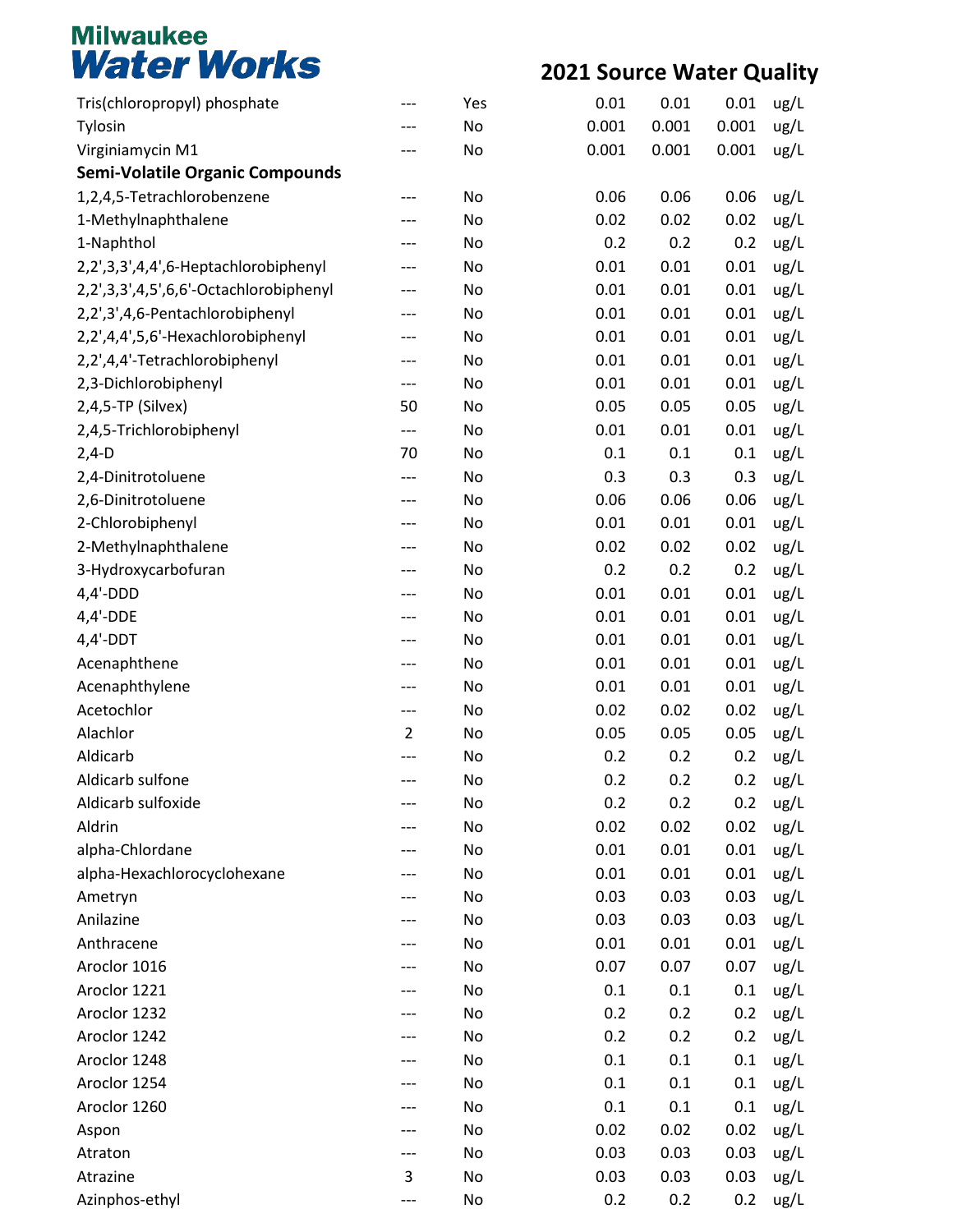# Milwaukee Water Works

## 2021 Source Water Quality

| | | | | | | |
|---|---|---|---|---|---|---|
| Tris(chloropropyl) phosphate | --- | Yes | 0.01 | 0.01 | 0.01 | ug/L |
| Tylosin | --- | No | 0.001 | 0.001 | 0.001 | ug/L |
| Virginiamycin M1 | --- | No | 0.001 | 0.001 | 0.001 | ug/L |
| **Semi-Volatile Organic Compounds** | | | | | | |
| 1,2,4,5-Tetrachlorobenzene | --- | No | 0.06 | 0.06 | 0.06 | ug/L |
| 1-Methylnaphthalene | --- | No | 0.02 | 0.02 | 0.02 | ug/L |
| 1-Naphthol | --- | No | 0.2 | 0.2 | 0.2 | ug/L |
| 2,2',3,3',4,4',6-Heptachlorobiphenyl | --- | No | 0.01 | 0.01 | 0.01 | ug/L |
| 2,2',3,3',4,5',6,6'-Octachlorobiphenyl | --- | No | 0.01 | 0.01 | 0.01 | ug/L |
| 2,2',3',4,6-Pentachlorobiphenyl | --- | No | 0.01 | 0.01 | 0.01 | ug/L |
| 2,2',4,4',5,6'-Hexachlorobiphenyl | --- | No | 0.01 | 0.01 | 0.01 | ug/L |
| 2,2',4,4'-Tetrachlorobiphenyl | --- | No | 0.01 | 0.01 | 0.01 | ug/L |
| 2,3-Dichlorobiphenyl | --- | No | 0.01 | 0.01 | 0.01 | ug/L |
| 2,4,5-TP (Silvex) | 50 | No | 0.05 | 0.05 | 0.05 | ug/L |
| 2,4,5-Trichlorobiphenyl | --- | No | 0.01 | 0.01 | 0.01 | ug/L |
| 2,4-D | 70 | No | 0.1 | 0.1 | 0.1 | ug/L |
| 2,4-Dinitrotoluene | --- | No | 0.3 | 0.3 | 0.3 | ug/L |
| 2,6-Dinitrotoluene | --- | No | 0.06 | 0.06 | 0.06 | ug/L |
| 2-Chlorobiphenyl | --- | No | 0.01 | 0.01 | 0.01 | ug/L |
| 2-Methylnaphthalene | --- | No | 0.02 | 0.02 | 0.02 | ug/L |
| 3-Hydroxycarbofuran | --- | No | 0.2 | 0.2 | 0.2 | ug/L |
| 4,4'-DDD | --- | No | 0.01 | 0.01 | 0.01 | ug/L |
| 4,4'-DDE | --- | No | 0.01 | 0.01 | 0.01 | ug/L |
| 4,4'-DDT | --- | No | 0.01 | 0.01 | 0.01 | ug/L |
| Acenaphthene | --- | No | 0.01 | 0.01 | 0.01 | ug/L |
| Acenaphthylene | --- | No | 0.01 | 0.01 | 0.01 | ug/L |
| Acetochlor | --- | No | 0.02 | 0.02 | 0.02 | ug/L |
| Alachlor | 2 | No | 0.05 | 0.05 | 0.05 | ug/L |
| Aldicarb | --- | No | 0.2 | 0.2 | 0.2 | ug/L |
| Aldicarb sulfone | --- | No | 0.2 | 0.2 | 0.2 | ug/L |
| Aldicarb sulfoxide | --- | No | 0.2 | 0.2 | 0.2 | ug/L |
| Aldrin | --- | No | 0.02 | 0.02 | 0.02 | ug/L |
| alpha-Chlordane | --- | No | 0.01 | 0.01 | 0.01 | ug/L |
| alpha-Hexachlorocyclohexane | --- | No | 0.01 | 0.01 | 0.01 | ug/L |
| Ametryn | --- | No | 0.03 | 0.03 | 0.03 | ug/L |
| Anilazine | --- | No | 0.03 | 0.03 | 0.03 | ug/L |
| Anthracene | --- | No | 0.01 | 0.01 | 0.01 | ug/L |
| Aroclor 1016 | --- | No | 0.07 | 0.07 | 0.07 | ug/L |
| Aroclor 1221 | --- | No | 0.1 | 0.1 | 0.1 | ug/L |
| Aroclor 1232 | --- | No | 0.2 | 0.2 | 0.2 | ug/L |
| Aroclor 1242 | --- | No | 0.2 | 0.2 | 0.2 | ug/L |
| Aroclor 1248 | --- | No | 0.1 | 0.1 | 0.1 | ug/L |
| Aroclor 1254 | --- | No | 0.1 | 0.1 | 0.1 | ug/L |
| Aroclor 1260 | --- | No | 0.1 | 0.1 | 0.1 | ug/L |
| Aspon | --- | No | 0.02 | 0.02 | 0.02 | ug/L |
| Atraton | --- | No | 0.03 | 0.03 | 0.03 | ug/L |
| Atrazine | 3 | No | 0.03 | 0.03 | 0.03 | ug/L |
| Azinphos-ethyl | --- | No | 0.2 | 0.2 | 0.2 | ug/L |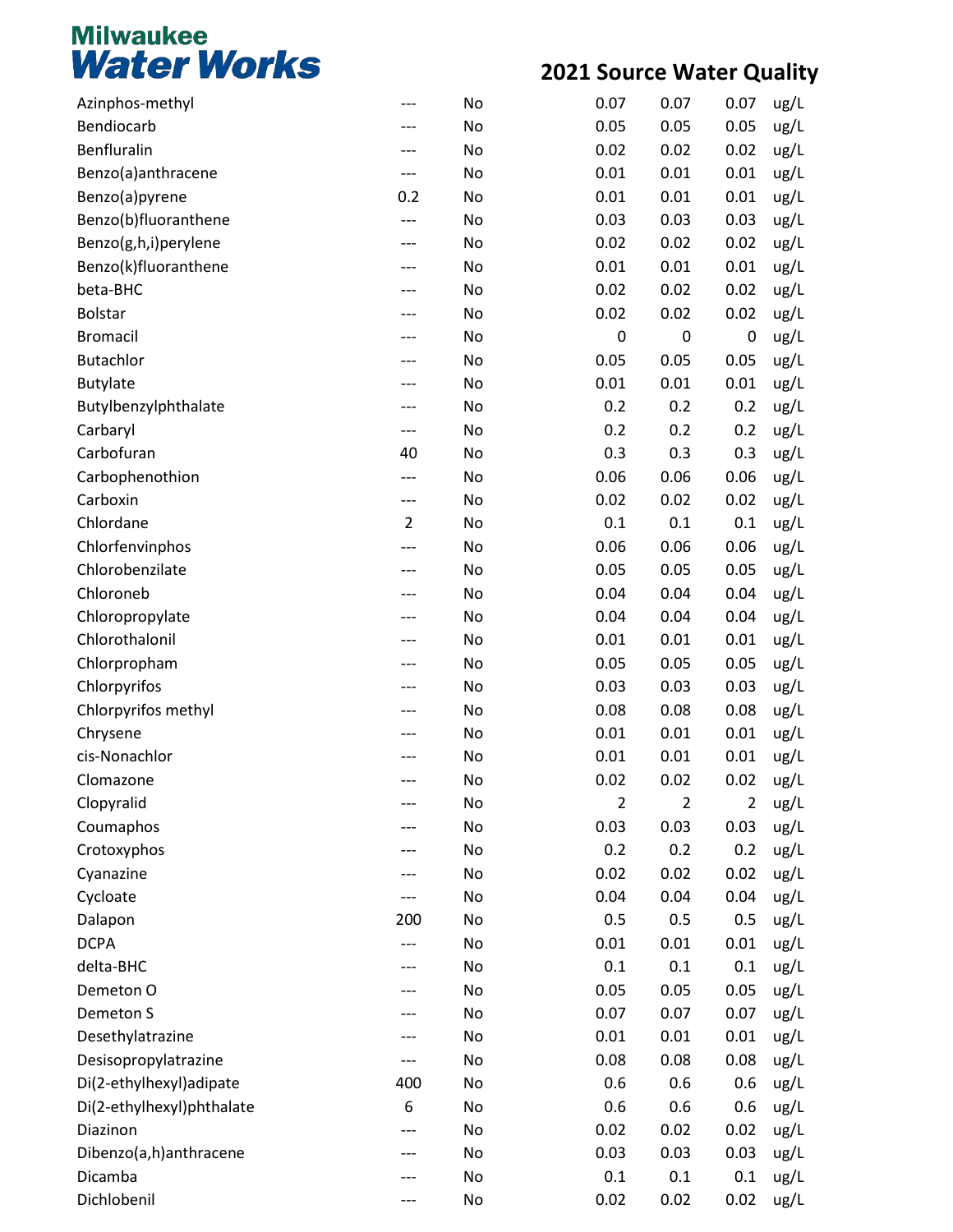# Milwaukee Water Works

## 2021 Source Water Quality

| | | | | | | |
|---|---|---|---|---|---|---|
| Azinphos-methyl | --- | No | 0.07 | 0.07 | 0.07 | ug/L |
| Bendiocarb | --- | No | 0.05 | 0.05 | 0.05 | ug/L |
| Benfluralin | --- | No | 0.02 | 0.02 | 0.02 | ug/L |
| Benzo(a)anthracene | --- | No | 0.01 | 0.01 | 0.01 | ug/L |
| Benzo(a)pyrene | 0.2 | No | 0.01 | 0.01 | 0.01 | ug/L |
| Benzo(b)fluoranthene | --- | No | 0.03 | 0.03 | 0.03 | ug/L |
| Benzo(g,h,i)perylene | --- | No | 0.02 | 0.02 | 0.02 | ug/L |
| Benzo(k)fluoranthene | --- | No | 0.01 | 0.01 | 0.01 | ug/L |
| beta-BHC | --- | No | 0.02 | 0.02 | 0.02 | ug/L |
| Bolstar | --- | No | 0.02 | 0.02 | 0.02 | ug/L |
| Bromacil | --- | No | 0 | 0 | 0 | ug/L |
| Butachlor | --- | No | 0.05 | 0.05 | 0.05 | ug/L |
| Butylate | --- | No | 0.01 | 0.01 | 0.01 | ug/L |
| Butylbenzylphthalate | --- | No | 0.2 | 0.2 | 0.2 | ug/L |
| Carbaryl | --- | No | 0.2 | 0.2 | 0.2 | ug/L |
| Carbofuran | 40 | No | 0.3 | 0.3 | 0.3 | ug/L |
| Carbophenothion | --- | No | 0.06 | 0.06 | 0.06 | ug/L |
| Carboxin | --- | No | 0.02 | 0.02 | 0.02 | ug/L |
| Chlordane | 2 | No | 0.1 | 0.1 | 0.1 | ug/L |
| Chlorfenvinphos | --- | No | 0.06 | 0.06 | 0.06 | ug/L |
| Chlorobenzilate | --- | No | 0.05 | 0.05 | 0.05 | ug/L |
| Chloroneb | --- | No | 0.04 | 0.04 | 0.04 | ug/L |
| Chloropropylate | --- | No | 0.04 | 0.04 | 0.04 | ug/L |
| Chlorothalonil | --- | No | 0.01 | 0.01 | 0.01 | ug/L |
| Chlorpropham | --- | No | 0.05 | 0.05 | 0.05 | ug/L |
| Chlorpyrifos | --- | No | 0.03 | 0.03 | 0.03 | ug/L |
| Chlorpyrifos methyl | --- | No | 0.08 | 0.08 | 0.08 | ug/L |
| Chrysene | --- | No | 0.01 | 0.01 | 0.01 | ug/L |
| cis-Nonachlor | --- | No | 0.01 | 0.01 | 0.01 | ug/L |
| Clomazone | --- | No | 0.02 | 0.02 | 0.02 | ug/L |
| Clopyralid | --- | No | 2 | 2 | 2 | ug/L |
| Coumaphos | --- | No | 0.03 | 0.03 | 0.03 | ug/L |
| Crotoxyphos | --- | No | 0.2 | 0.2 | 0.2 | ug/L |
| Cyanazine | --- | No | 0.02 | 0.02 | 0.02 | ug/L |
| Cycloate | --- | No | 0.04 | 0.04 | 0.04 | ug/L |
| Dalapon | 200 | No | 0.5 | 0.5 | 0.5 | ug/L |
| DCPA | --- | No | 0.01 | 0.01 | 0.01 | ug/L |
| delta-BHC | --- | No | 0.1 | 0.1 | 0.1 | ug/L |
| Demeton O | --- | No | 0.05 | 0.05 | 0.05 | ug/L |
| Demeton S | --- | No | 0.07 | 0.07 | 0.07 | ug/L |
| Desethylatrazine | --- | No | 0.01 | 0.01 | 0.01 | ug/L |
| Desisopropylatrazine | --- | No | 0.08 | 0.08 | 0.08 | ug/L |
| Di(2-ethylhexyl)adipate | 400 | No | 0.6 | 0.6 | 0.6 | ug/L |
| Di(2-ethylhexyl)phthalate | 6 | No | 0.6 | 0.6 | 0.6 | ug/L |
| Diazinon | --- | No | 0.02 | 0.02 | 0.02 | ug/L |
| Dibenzo(a,h)anthracene | --- | No | 0.03 | 0.03 | 0.03 | ug/L |
| Dicamba | --- | No | 0.1 | 0.1 | 0.1 | ug/L |
| Dichlobenil | --- | No | 0.02 | 0.02 | 0.02 | ug/L |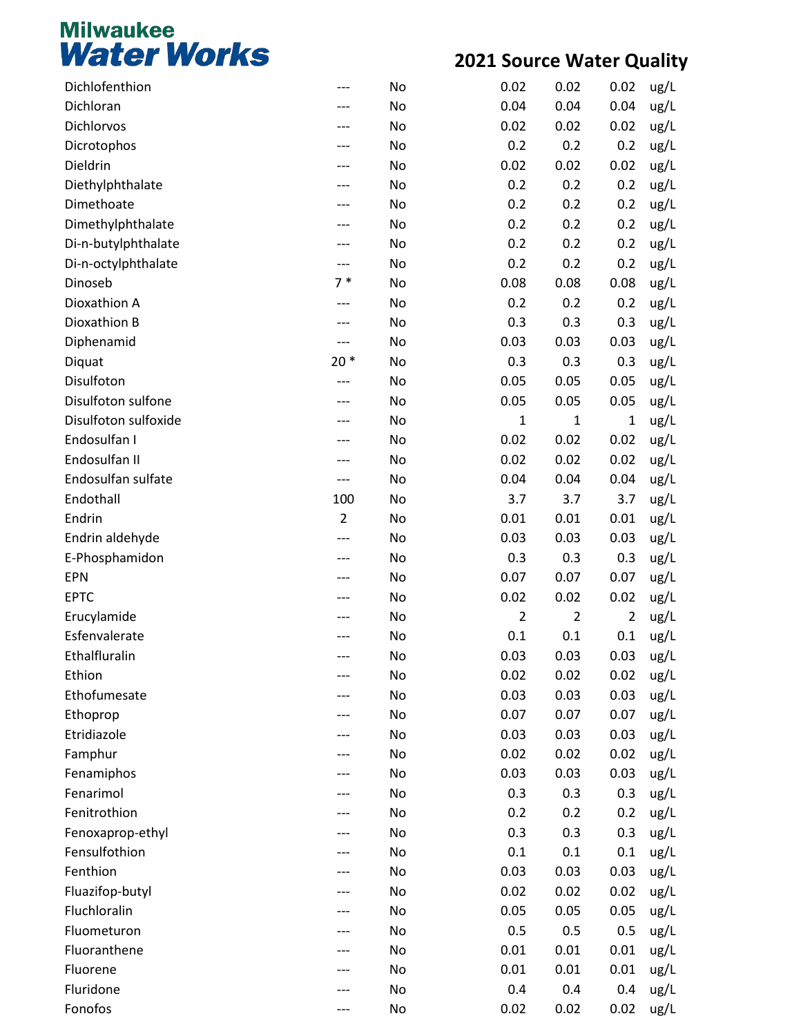# Milwaukee Water Works

## 2021 Source Water Quality

| | | | | | | |
|---|---|---|---|---|---|---|
| Dichlofenthion | --- | No | 0.02 | 0.02 | 0.02 | ug/L |
| Dichloran | --- | No | 0.04 | 0.04 | 0.04 | ug/L |
| Dichlorvos | --- | No | 0.02 | 0.02 | 0.02 | ug/L |
| Dicrotophos | --- | No | 0.2 | 0.2 | 0.2 | ug/L |
| Dieldrin | --- | No | 0.02 | 0.02 | 0.02 | ug/L |
| Diethylphthalate | --- | No | 0.2 | 0.2 | 0.2 | ug/L |
| Dimethoate | --- | No | 0.2 | 0.2 | 0.2 | ug/L |
| Dimethylphthalate | --- | No | 0.2 | 0.2 | 0.2 | ug/L |
| Di-n-butylphthalate | --- | No | 0.2 | 0.2 | 0.2 | ug/L |
| Di-n-octylphthalate | --- | No | 0.2 | 0.2 | 0.2 | ug/L |
| Dinoseb | 7 * | No | 0.08 | 0.08 | 0.08 | ug/L |
| Dioxathion A | --- | No | 0.2 | 0.2 | 0.2 | ug/L |
| Dioxathion B | --- | No | 0.3 | 0.3 | 0.3 | ug/L |
| Diphenamid | --- | No | 0.03 | 0.03 | 0.03 | ug/L |
| Diquat | 20 * | No | 0.3 | 0.3 | 0.3 | ug/L |
| Disulfoton | --- | No | 0.05 | 0.05 | 0.05 | ug/L |
| Disulfoton sulfone | --- | No | 0.05 | 0.05 | 0.05 | ug/L |
| Disulfoton sulfoxide | --- | No | 1 | 1 | 1 | ug/L |
| Endosulfan I | --- | No | 0.02 | 0.02 | 0.02 | ug/L |
| Endosulfan II | --- | No | 0.02 | 0.02 | 0.02 | ug/L |
| Endosulfan sulfate | --- | No | 0.04 | 0.04 | 0.04 | ug/L |
| Endothall | 100 | No | 3.7 | 3.7 | 3.7 | ug/L |
| Endrin | 2 | No | 0.01 | 0.01 | 0.01 | ug/L |
| Endrin aldehyde | --- | No | 0.03 | 0.03 | 0.03 | ug/L |
| E-Phosphamidon | --- | No | 0.3 | 0.3 | 0.3 | ug/L |
| EPN | --- | No | 0.07 | 0.07 | 0.07 | ug/L |
| EPTC | --- | No | 0.02 | 0.02 | 0.02 | ug/L |
| Erucylamide | --- | No | 2 | 2 | 2 | ug/L |
| Esfenvalerate | --- | No | 0.1 | 0.1 | 0.1 | ug/L |
| Ethalfluralin | --- | No | 0.03 | 0.03 | 0.03 | ug/L |
| Ethion | --- | No | 0.02 | 0.02 | 0.02 | ug/L |
| Ethofumesate | --- | No | 0.03 | 0.03 | 0.03 | ug/L |
| Ethoprop | --- | No | 0.07 | 0.07 | 0.07 | ug/L |
| Etridiazole | --- | No | 0.03 | 0.03 | 0.03 | ug/L |
| Famphur | --- | No | 0.02 | 0.02 | 0.02 | ug/L |
| Fenamiphos | --- | No | 0.03 | 0.03 | 0.03 | ug/L |
| Fenarimol | --- | No | 0.3 | 0.3 | 0.3 | ug/L |
| Fenitrothion | --- | No | 0.2 | 0.2 | 0.2 | ug/L |
| Fenoxaprop-ethyl | --- | No | 0.3 | 0.3 | 0.3 | ug/L |
| Fensulfothion | --- | No | 0.1 | 0.1 | 0.1 | ug/L |
| Fenthion | --- | No | 0.03 | 0.03 | 0.03 | ug/L |
| Fluazifop-butyl | --- | No | 0.02 | 0.02 | 0.02 | ug/L |
| Fluchloralin | --- | No | 0.05 | 0.05 | 0.05 | ug/L |
| Fluometuron | --- | No | 0.5 | 0.5 | 0.5 | ug/L |
| Fluoranthene | --- | No | 0.01 | 0.01 | 0.01 | ug/L |
| Fluorene | --- | No | 0.01 | 0.01 | 0.01 | ug/L |
| Fluridone | --- | No | 0.4 | 0.4 | 0.4 | ug/L |
| Fonofos | --- | No | 0.02 | 0.02 | 0.02 | ug/L |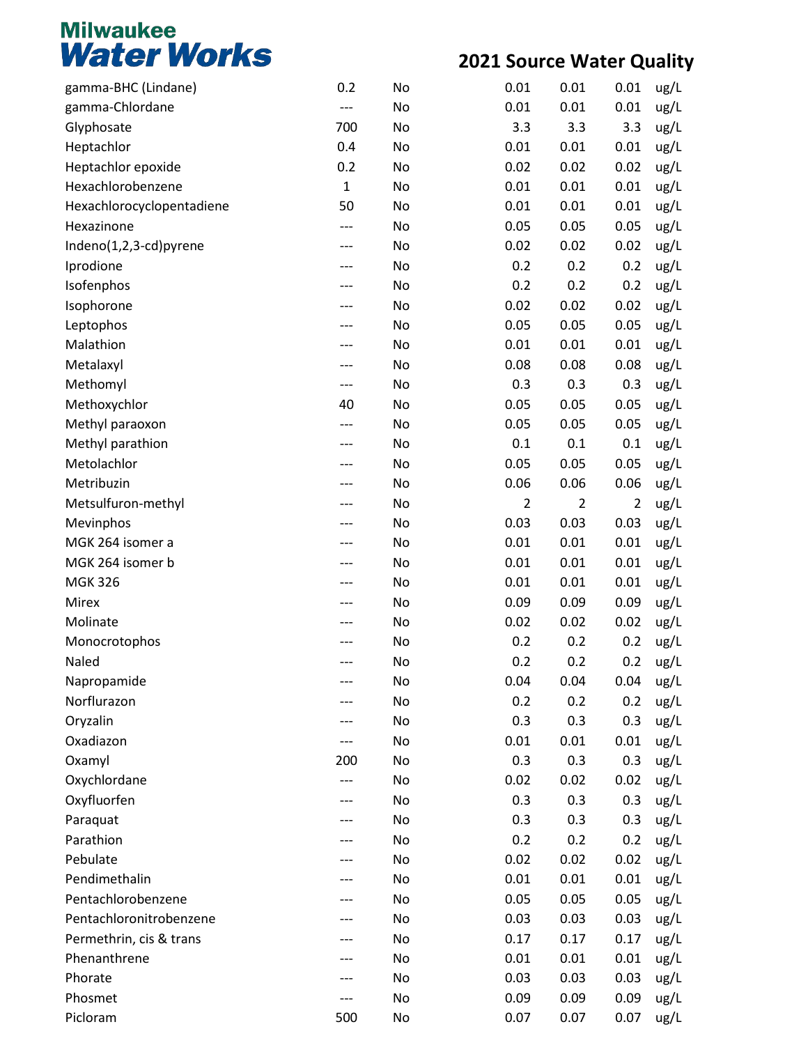# Milwaukee Water Works

## 2021 Source Water Quality

| | | | | | | |
|---|---|---|---|---|---|---|
| gamma-BHC (Lindane) | 0.2 | No | 0.01 | 0.01 | 0.01 | ug/L |
| gamma-Chlordane | --- | No | 0.01 | 0.01 | 0.01 | ug/L |
| Glyphosate | 700 | No | 3.3 | 3.3 | 3.3 | ug/L |
| Heptachlor | 0.4 | No | 0.01 | 0.01 | 0.01 | ug/L |
| Heptachlor epoxide | 0.2 | No | 0.02 | 0.02 | 0.02 | ug/L |
| Hexachlorobenzene | 1 | No | 0.01 | 0.01 | 0.01 | ug/L |
| Hexachlorocyclopentadiene | 50 | No | 0.01 | 0.01 | 0.01 | ug/L |
| Hexazinone | --- | No | 0.05 | 0.05 | 0.05 | ug/L |
| Indeno(1,2,3-cd)pyrene | --- | No | 0.02 | 0.02 | 0.02 | ug/L |
| Iprodione | --- | No | 0.2 | 0.2 | 0.2 | ug/L |
| Isofenphos | --- | No | 0.2 | 0.2 | 0.2 | ug/L |
| Isophorone | --- | No | 0.02 | 0.02 | 0.02 | ug/L |
| Leptophos | --- | No | 0.05 | 0.05 | 0.05 | ug/L |
| Malathion | --- | No | 0.01 | 0.01 | 0.01 | ug/L |
| Metalaxyl | --- | No | 0.08 | 0.08 | 0.08 | ug/L |
| Methomyl | --- | No | 0.3 | 0.3 | 0.3 | ug/L |
| Methoxychlor | 40 | No | 0.05 | 0.05 | 0.05 | ug/L |
| Methyl paraoxon | --- | No | 0.05 | 0.05 | 0.05 | ug/L |
| Methyl parathion | --- | No | 0.1 | 0.1 | 0.1 | ug/L |
| Metolachlor | --- | No | 0.05 | 0.05 | 0.05 | ug/L |
| Metribuzin | --- | No | 0.06 | 0.06 | 0.06 | ug/L |
| Metsulfuron-methyl | --- | No | 2 | 2 | 2 | ug/L |
| Mevinphos | --- | No | 0.03 | 0.03 | 0.03 | ug/L |
| MGK 264 isomer a | --- | No | 0.01 | 0.01 | 0.01 | ug/L |
| MGK 264 isomer b | --- | No | 0.01 | 0.01 | 0.01 | ug/L |
| MGK 326 | --- | No | 0.01 | 0.01 | 0.01 | ug/L |
| Mirex | --- | No | 0.09 | 0.09 | 0.09 | ug/L |
| Molinate | --- | No | 0.02 | 0.02 | 0.02 | ug/L |
| Monocrotophos | --- | No | 0.2 | 0.2 | 0.2 | ug/L |
| Naled | --- | No | 0.2 | 0.2 | 0.2 | ug/L |
| Napropamide | --- | No | 0.04 | 0.04 | 0.04 | ug/L |
| Norflurazon | --- | No | 0.2 | 0.2 | 0.2 | ug/L |
| Oryzalin | --- | No | 0.3 | 0.3 | 0.3 | ug/L |
| Oxadiazon | --- | No | 0.01 | 0.01 | 0.01 | ug/L |
| Oxamyl | 200 | No | 0.3 | 0.3 | 0.3 | ug/L |
| Oxychlordane | --- | No | 0.02 | 0.02 | 0.02 | ug/L |
| Oxyfluorfen | --- | No | 0.3 | 0.3 | 0.3 | ug/L |
| Paraquat | --- | No | 0.3 | 0.3 | 0.3 | ug/L |
| Parathion | --- | No | 0.2 | 0.2 | 0.2 | ug/L |
| Pebulate | --- | No | 0.02 | 0.02 | 0.02 | ug/L |
| Pendimethalin | --- | No | 0.01 | 0.01 | 0.01 | ug/L |
| Pentachlorobenzene | --- | No | 0.05 | 0.05 | 0.05 | ug/L |
| Pentachloronitrobenzene | --- | No | 0.03 | 0.03 | 0.03 | ug/L |
| Permethrin, cis & trans | --- | No | 0.17 | 0.17 | 0.17 | ug/L |
| Phenanthrene | --- | No | 0.01 | 0.01 | 0.01 | ug/L |
| Phorate | --- | No | 0.03 | 0.03 | 0.03 | ug/L |
| Phosmet | --- | No | 0.09 | 0.09 | 0.09 | ug/L |
| Picloram | 500 | No | 0.07 | 0.07 | 0.07 | ug/L |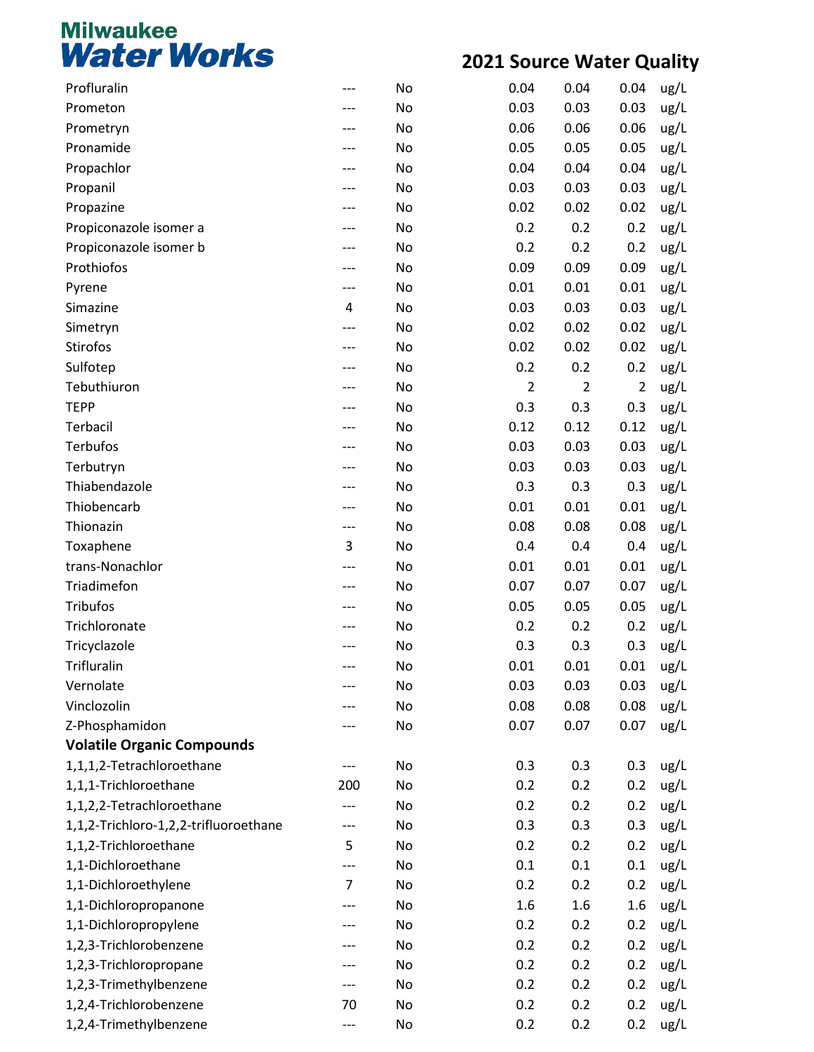# Milwaukee Water Works

## 2021 Source Water Quality

| | | | | | | |
|---|---|---|---|---|---|---|
| Profluralin | --- | No | 0.04 | 0.04 | 0.04 | ug/L |
| Prometon | --- | No | 0.03 | 0.03 | 0.03 | ug/L |
| Prometryn | --- | No | 0.06 | 0.06 | 0.06 | ug/L |
| Pronamide | --- | No | 0.05 | 0.05 | 0.05 | ug/L |
| Propachlor | --- | No | 0.04 | 0.04 | 0.04 | ug/L |
| Propanil | --- | No | 0.03 | 0.03 | 0.03 | ug/L |
| Propazine | --- | No | 0.02 | 0.02 | 0.02 | ug/L |
| Propiconazole isomer a | --- | No | 0.2 | 0.2 | 0.2 | ug/L |
| Propiconazole isomer b | --- | No | 0.2 | 0.2 | 0.2 | ug/L |
| Prothiofos | --- | No | 0.09 | 0.09 | 0.09 | ug/L |
| Pyrene | --- | No | 0.01 | 0.01 | 0.01 | ug/L |
| Simazine | 4 | No | 0.03 | 0.03 | 0.03 | ug/L |
| Simetryn | --- | No | 0.02 | 0.02 | 0.02 | ug/L |
| Stirofos | --- | No | 0.02 | 0.02 | 0.02 | ug/L |
| Sulfotep | --- | No | 0.2 | 0.2 | 0.2 | ug/L |
| Tebuthiuron | --- | No | 2 | 2 | 2 | ug/L |
| TEPP | --- | No | 0.3 | 0.3 | 0.3 | ug/L |
| Terbacil | --- | No | 0.12 | 0.12 | 0.12 | ug/L |
| Terbufos | --- | No | 0.03 | 0.03 | 0.03 | ug/L |
| Terbutryn | --- | No | 0.03 | 0.03 | 0.03 | ug/L |
| Thiabendazole | --- | No | 0.3 | 0.3 | 0.3 | ug/L |
| Thiobencarb | --- | No | 0.01 | 0.01 | 0.01 | ug/L |
| Thionazin | --- | No | 0.08 | 0.08 | 0.08 | ug/L |
| Toxaphene | 3 | No | 0.4 | 0.4 | 0.4 | ug/L |
| trans-Nonachlor | --- | No | 0.01 | 0.01 | 0.01 | ug/L |
| Triadimefon | --- | No | 0.07 | 0.07 | 0.07 | ug/L |
| Tribufos | --- | No | 0.05 | 0.05 | 0.05 | ug/L |
| Trichloronate | --- | No | 0.2 | 0.2 | 0.2 | ug/L |
| Tricyclazole | --- | No | 0.3 | 0.3 | 0.3 | ug/L |
| Trifluralin | --- | No | 0.01 | 0.01 | 0.01 | ug/L |
| Vernolate | --- | No | 0.03 | 0.03 | 0.03 | ug/L |
| Vinclozolin | --- | No | 0.08 | 0.08 | 0.08 | ug/L |
| Z-Phosphamidon | --- | No | 0.07 | 0.07 | 0.07 | ug/L |
| **Volatile Organic Compounds** | | | | | | |
| 1,1,1,2-Tetrachloroethane | --- | No | 0.3 | 0.3 | 0.3 | ug/L |
| 1,1,1-Trichloroethane | 200 | No | 0.2 | 0.2 | 0.2 | ug/L |
| 1,1,2,2-Tetrachloroethane | --- | No | 0.2 | 0.2 | 0.2 | ug/L |
| 1,1,2-Trichloro-1,2,2-trifluoroethane | --- | No | 0.3 | 0.3 | 0.3 | ug/L |
| 1,1,2-Trichloroethane | 5 | No | 0.2 | 0.2 | 0.2 | ug/L |
| 1,1-Dichloroethane | --- | No | 0.1 | 0.1 | 0.1 | ug/L |
| 1,1-Dichloroethylene | 7 | No | 0.2 | 0.2 | 0.2 | ug/L |
| 1,1-Dichloropropanone | --- | No | 1.6 | 1.6 | 1.6 | ug/L |
| 1,1-Dichloropropylene | --- | No | 0.2 | 0.2 | 0.2 | ug/L |
| 1,2,3-Trichlorobenzene | --- | No | 0.2 | 0.2 | 0.2 | ug/L |
| 1,2,3-Trichloropropane | --- | No | 0.2 | 0.2 | 0.2 | ug/L |
| 1,2,3-Trimethylbenzene | --- | No | 0.2 | 0.2 | 0.2 | ug/L |
| 1,2,4-Trichlorobenzene | 70 | No | 0.2 | 0.2 | 0.2 | ug/L |
| 1,2,4-Trimethylbenzene | --- | No | 0.2 | 0.2 | 0.2 | ug/L |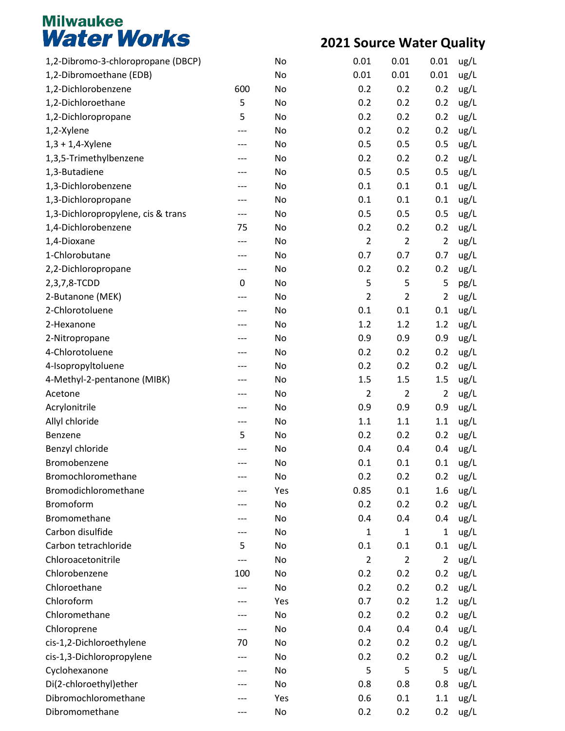# Milwaukee Water Works

## 2021 Source Water Quality

| | | | | | | |
|---|---|---|---|---|---|---|
| 1,2-Dibromo-3-chloropropane (DBCP) | | No | 0.01 | 0.01 | 0.01 | ug/L |
| 1,2-Dibromoethane (EDB) | | No | 0.01 | 0.01 | 0.01 | ug/L |
| 1,2-Dichlorobenzene | 600 | No | 0.2 | 0.2 | 0.2 | ug/L |
| 1,2-Dichloroethane | 5 | No | 0.2 | 0.2 | 0.2 | ug/L |
| 1,2-Dichloropropane | 5 | No | 0.2 | 0.2 | 0.2 | ug/L |
| 1,2-Xylene | --- | No | 0.2 | 0.2 | 0.2 | ug/L |
| 1,3 + 1,4-Xylene | --- | No | 0.5 | 0.5 | 0.5 | ug/L |
| 1,3,5-Trimethylbenzene | --- | No | 0.2 | 0.2 | 0.2 | ug/L |
| 1,3-Butadiene | --- | No | 0.5 | 0.5 | 0.5 | ug/L |
| 1,3-Dichlorobenzene | --- | No | 0.1 | 0.1 | 0.1 | ug/L |
| 1,3-Dichloropropane | --- | No | 0.1 | 0.1 | 0.1 | ug/L |
| 1,3-Dichloropropylene, cis & trans | --- | No | 0.5 | 0.5 | 0.5 | ug/L |
| 1,4-Dichlorobenzene | 75 | No | 0.2 | 0.2 | 0.2 | ug/L |
| 1,4-Dioxane | --- | No | 2 | 2 | 2 | ug/L |
| 1-Chlorobutane | --- | No | 0.7 | 0.7 | 0.7 | ug/L |
| 2,2-Dichloropropane | --- | No | 0.2 | 0.2 | 0.2 | ug/L |
| 2,3,7,8-TCDD | 0 | No | 5 | 5 | 5 | pg/L |
| 2-Butanone (MEK) | --- | No | 2 | 2 | 2 | ug/L |
| 2-Chlorotoluene | --- | No | 0.1 | 0.1 | 0.1 | ug/L |
| 2-Hexanone | --- | No | 1.2 | 1.2 | 1.2 | ug/L |
| 2-Nitropropane | --- | No | 0.9 | 0.9 | 0.9 | ug/L |
| 4-Chlorotoluene | --- | No | 0.2 | 0.2 | 0.2 | ug/L |
| 4-Isopropyltoluene | --- | No | 0.2 | 0.2 | 0.2 | ug/L |
| 4-Methyl-2-pentanone (MIBK) | --- | No | 1.5 | 1.5 | 1.5 | ug/L |
| Acetone | --- | No | 2 | 2 | 2 | ug/L |
| Acrylonitrile | --- | No | 0.9 | 0.9 | 0.9 | ug/L |
| Allyl chloride | --- | No | 1.1 | 1.1 | 1.1 | ug/L |
| Benzene | 5 | No | 0.2 | 0.2 | 0.2 | ug/L |
| Benzyl chloride | --- | No | 0.4 | 0.4 | 0.4 | ug/L |
| Bromobenzene | --- | No | 0.1 | 0.1 | 0.1 | ug/L |
| Bromochloromethane | --- | No | 0.2 | 0.2 | 0.2 | ug/L |
| Bromodichloromethane | --- | Yes | 0.85 | 0.1 | 1.6 | ug/L |
| Bromoform | --- | No | 0.2 | 0.2 | 0.2 | ug/L |
| Bromomethane | --- | No | 0.4 | 0.4 | 0.4 | ug/L |
| Carbon disulfide | --- | No | 1 | 1 | 1 | ug/L |
| Carbon tetrachloride | 5 | No | 0.1 | 0.1 | 0.1 | ug/L |
| Chloroacetonitrile | --- | No | 2 | 2 | 2 | ug/L |
| Chlorobenzene | 100 | No | 0.2 | 0.2 | 0.2 | ug/L |
| Chloroethane | --- | No | 0.2 | 0.2 | 0.2 | ug/L |
| Chloroform | --- | Yes | 0.7 | 0.2 | 1.2 | ug/L |
| Chloromethane | --- | No | 0.2 | 0.2 | 0.2 | ug/L |
| Chloroprene | --- | No | 0.4 | 0.4 | 0.4 | ug/L |
| cis-1,2-Dichloroethylene | 70 | No | 0.2 | 0.2 | 0.2 | ug/L |
| cis-1,3-Dichloropropylene | --- | No | 0.2 | 0.2 | 0.2 | ug/L |
| Cyclohexanone | --- | No | 5 | 5 | 5 | ug/L |
| Di(2-chloroethyl)ether | --- | No | 0.8 | 0.8 | 0.8 | ug/L |
| Dibromochloromethane | --- | Yes | 0.6 | 0.1 | 1.1 | ug/L |
| Dibromomethane | --- | No | 0.2 | 0.2 | 0.2 | ug/L |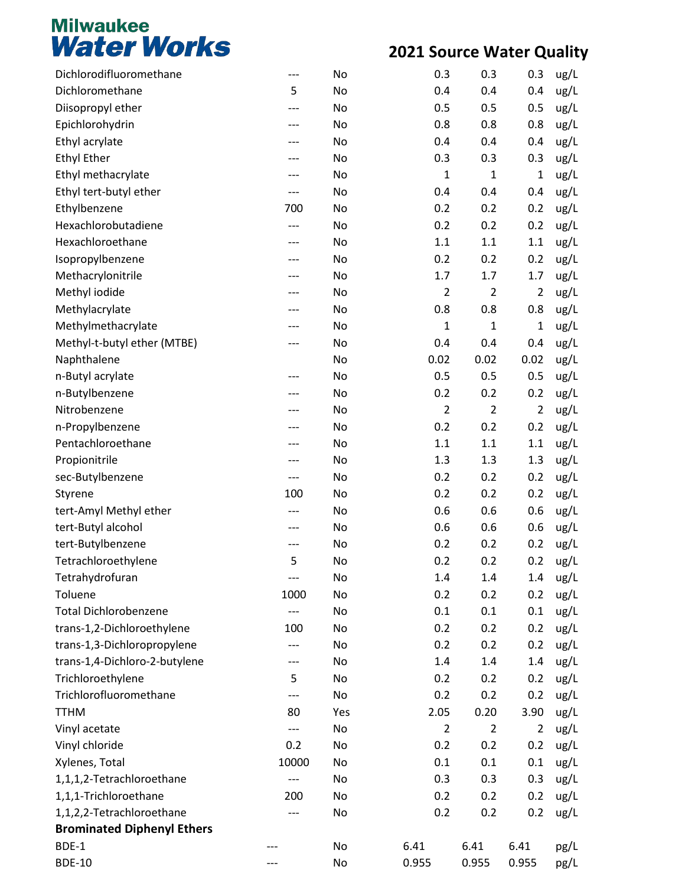# Milwaukee Water Works

## 2021 Source Water Quality

| | | | | | | |
|---|---|---|---|---|---|---|
| Dichlorodifluoromethane | --- | No | 0.3 | 0.3 | 0.3 | ug/L |
| Dichloromethane | 5 | No | 0.4 | 0.4 | 0.4 | ug/L |
| Diisopropyl ether | --- | No | 0.5 | 0.5 | 0.5 | ug/L |
| Epichlorohydrin | --- | No | 0.8 | 0.8 | 0.8 | ug/L |
| Ethyl acrylate | --- | No | 0.4 | 0.4 | 0.4 | ug/L |
| Ethyl Ether | --- | No | 0.3 | 0.3 | 0.3 | ug/L |
| Ethyl methacrylate | --- | No | 1 | 1 | 1 | ug/L |
| Ethyl tert-butyl ether | --- | No | 0.4 | 0.4 | 0.4 | ug/L |
| Ethylbenzene | 700 | No | 0.2 | 0.2 | 0.2 | ug/L |
| Hexachlorobutadiene | --- | No | 0.2 | 0.2 | 0.2 | ug/L |
| Hexachloroethane | --- | No | 1.1 | 1.1 | 1.1 | ug/L |
| Isopropylbenzene | --- | No | 0.2 | 0.2 | 0.2 | ug/L |
| Methacrylonitrile | --- | No | 1.7 | 1.7 | 1.7 | ug/L |
| Methyl iodide | --- | No | 2 | 2 | 2 | ug/L |
| Methylacrylate | --- | No | 0.8 | 0.8 | 0.8 | ug/L |
| Methylmethacrylate | --- | No | 1 | 1 | 1 | ug/L |
| Methyl-t-butyl ether (MTBE) | --- | No | 0.4 | 0.4 | 0.4 | ug/L |
| Naphthalene | | No | 0.02 | 0.02 | 0.02 | ug/L |
| n-Butyl acrylate | --- | No | 0.5 | 0.5 | 0.5 | ug/L |
| n-Butylbenzene | --- | No | 0.2 | 0.2 | 0.2 | ug/L |
| Nitrobenzene | --- | No | 2 | 2 | 2 | ug/L |
| n-Propylbenzene | --- | No | 0.2 | 0.2 | 0.2 | ug/L |
| Pentachloroethane | --- | No | 1.1 | 1.1 | 1.1 | ug/L |
| Propionitrile | --- | No | 1.3 | 1.3 | 1.3 | ug/L |
| sec-Butylbenzene | --- | No | 0.2 | 0.2 | 0.2 | ug/L |
| Styrene | 100 | No | 0.2 | 0.2 | 0.2 | ug/L |
| tert-Amyl Methyl ether | --- | No | 0.6 | 0.6 | 0.6 | ug/L |
| tert-Butyl alcohol | --- | No | 0.6 | 0.6 | 0.6 | ug/L |
| tert-Butylbenzene | --- | No | 0.2 | 0.2 | 0.2 | ug/L |
| Tetrachloroethylene | 5 | No | 0.2 | 0.2 | 0.2 | ug/L |
| Tetrahydrofuran | --- | No | 1.4 | 1.4 | 1.4 | ug/L |
| Toluene | 1000 | No | 0.2 | 0.2 | 0.2 | ug/L |
| Total Dichlorobenzene | --- | No | 0.1 | 0.1 | 0.1 | ug/L |
| trans-1,2-Dichloroethylene | 100 | No | 0.2 | 0.2 | 0.2 | ug/L |
| trans-1,3-Dichloropropylene | --- | No | 0.2 | 0.2 | 0.2 | ug/L |
| trans-1,4-Dichloro-2-butylene | --- | No | 1.4 | 1.4 | 1.4 | ug/L |
| Trichloroethylene | 5 | No | 0.2 | 0.2 | 0.2 | ug/L |
| Trichlorofluoromethane | --- | No | 0.2 | 0.2 | 0.2 | ug/L |
| TTHM | 80 | Yes | 2.05 | 0.20 | 3.90 | ug/L |
| Vinyl acetate | --- | No | 2 | 2 | 2 | ug/L |
| Vinyl chloride | 0.2 | No | 0.2 | 0.2 | 0.2 | ug/L |
| Xylenes, Total | 10000 | No | 0.1 | 0.1 | 0.1 | ug/L |
| 1,1,1,2-Tetrachloroethane | --- | No | 0.3 | 0.3 | 0.3 | ug/L |
| 1,1,1-Trichloroethane | 200 | No | 0.2 | 0.2 | 0.2 | ug/L |
| 1,1,2,2-Tetrachloroethane | --- | No | 0.2 | 0.2 | 0.2 | ug/L |
| **Brominated Diphenyl Ethers** | | | | | | |
| BDE-1 | --- | No | 6.41 | 6.41 | 6.41 | pg/L |
| BDE-10 | --- | No | 0.955 | 0.955 | 0.955 | pg/L |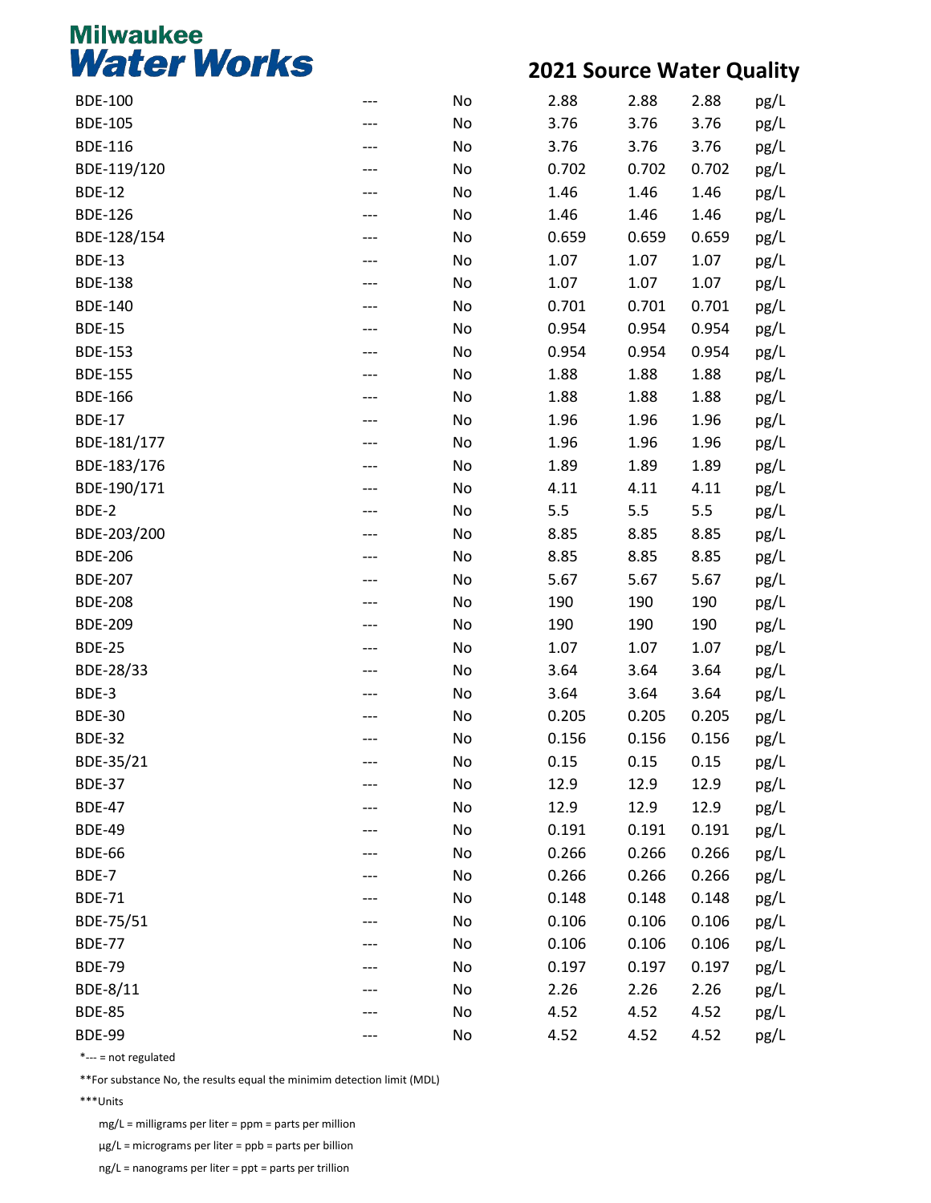# Milwaukee Water Works

## 2021 Source Water Quality

| | | | | | | |
|---|---|---|---|---|---|---|
| BDE-100 | --- | No | 2.88 | 2.88 | 2.88 | pg/L |
| BDE-105 | --- | No | 3.76 | 3.76 | 3.76 | pg/L |
| BDE-116 | --- | No | 3.76 | 3.76 | 3.76 | pg/L |
| BDE-119/120 | --- | No | 0.702 | 0.702 | 0.702 | pg/L |
| BDE-12 | --- | No | 1.46 | 1.46 | 1.46 | pg/L |
| BDE-126 | --- | No | 1.46 | 1.46 | 1.46 | pg/L |
| BDE-128/154 | --- | No | 0.659 | 0.659 | 0.659 | pg/L |
| BDE-13 | --- | No | 1.07 | 1.07 | 1.07 | pg/L |
| BDE-138 | --- | No | 1.07 | 1.07 | 1.07 | pg/L |
| BDE-140 | --- | No | 0.701 | 0.701 | 0.701 | pg/L |
| BDE-15 | --- | No | 0.954 | 0.954 | 0.954 | pg/L |
| BDE-153 | --- | No | 0.954 | 0.954 | 0.954 | pg/L |
| BDE-155 | --- | No | 1.88 | 1.88 | 1.88 | pg/L |
| BDE-166 | --- | No | 1.88 | 1.88 | 1.88 | pg/L |
| BDE-17 | --- | No | 1.96 | 1.96 | 1.96 | pg/L |
| BDE-181/177 | --- | No | 1.96 | 1.96 | 1.96 | pg/L |
| BDE-183/176 | --- | No | 1.89 | 1.89 | 1.89 | pg/L |
| BDE-190/171 | --- | No | 4.11 | 4.11 | 4.11 | pg/L |
| BDE-2 | --- | No | 5.5 | 5.5 | 5.5 | pg/L |
| BDE-203/200 | --- | No | 8.85 | 8.85 | 8.85 | pg/L |
| BDE-206 | --- | No | 8.85 | 8.85 | 8.85 | pg/L |
| BDE-207 | --- | No | 5.67 | 5.67 | 5.67 | pg/L |
| BDE-208 | --- | No | 190 | 190 | 190 | pg/L |
| BDE-209 | --- | No | 190 | 190 | 190 | pg/L |
| BDE-25 | --- | No | 1.07 | 1.07 | 1.07 | pg/L |
| BDE-28/33 | --- | No | 3.64 | 3.64 | 3.64 | pg/L |
| BDE-3 | --- | No | 3.64 | 3.64 | 3.64 | pg/L |
| BDE-30 | --- | No | 0.205 | 0.205 | 0.205 | pg/L |
| BDE-32 | --- | No | 0.156 | 0.156 | 0.156 | pg/L |
| BDE-35/21 | --- | No | 0.15 | 0.15 | 0.15 | pg/L |
| BDE-37 | --- | No | 12.9 | 12.9 | 12.9 | pg/L |
| BDE-47 | --- | No | 12.9 | 12.9 | 12.9 | pg/L |
| BDE-49 | --- | No | 0.191 | 0.191 | 0.191 | pg/L |
| BDE-66 | --- | No | 0.266 | 0.266 | 0.266 | pg/L |
| BDE-7 | --- | No | 0.266 | 0.266 | 0.266 | pg/L |
| BDE-71 | --- | No | 0.148 | 0.148 | 0.148 | pg/L |
| BDE-75/51 | --- | No | 0.106 | 0.106 | 0.106 | pg/L |
| BDE-77 | --- | No | 0.106 | 0.106 | 0.106 | pg/L |
| BDE-79 | --- | No | 0.197 | 0.197 | 0.197 | pg/L |
| BDE-8/11 | --- | No | 2.26 | 2.26 | 2.26 | pg/L |
| BDE-85 | --- | No | 4.52 | 4.52 | 4.52 | pg/L |
| BDE-99 | --- | No | 4.52 | 4.52 | 4.52 | pg/L |

*--- = not regulated

**For substance No, the results equal the minimim detection limit (MDL)

***Units

mg/L = milligrams per liter = ppm = parts per million

µg/L = micrograms per liter = ppb = parts per billion

ng/L = nanograms per liter = ppt = parts per trillion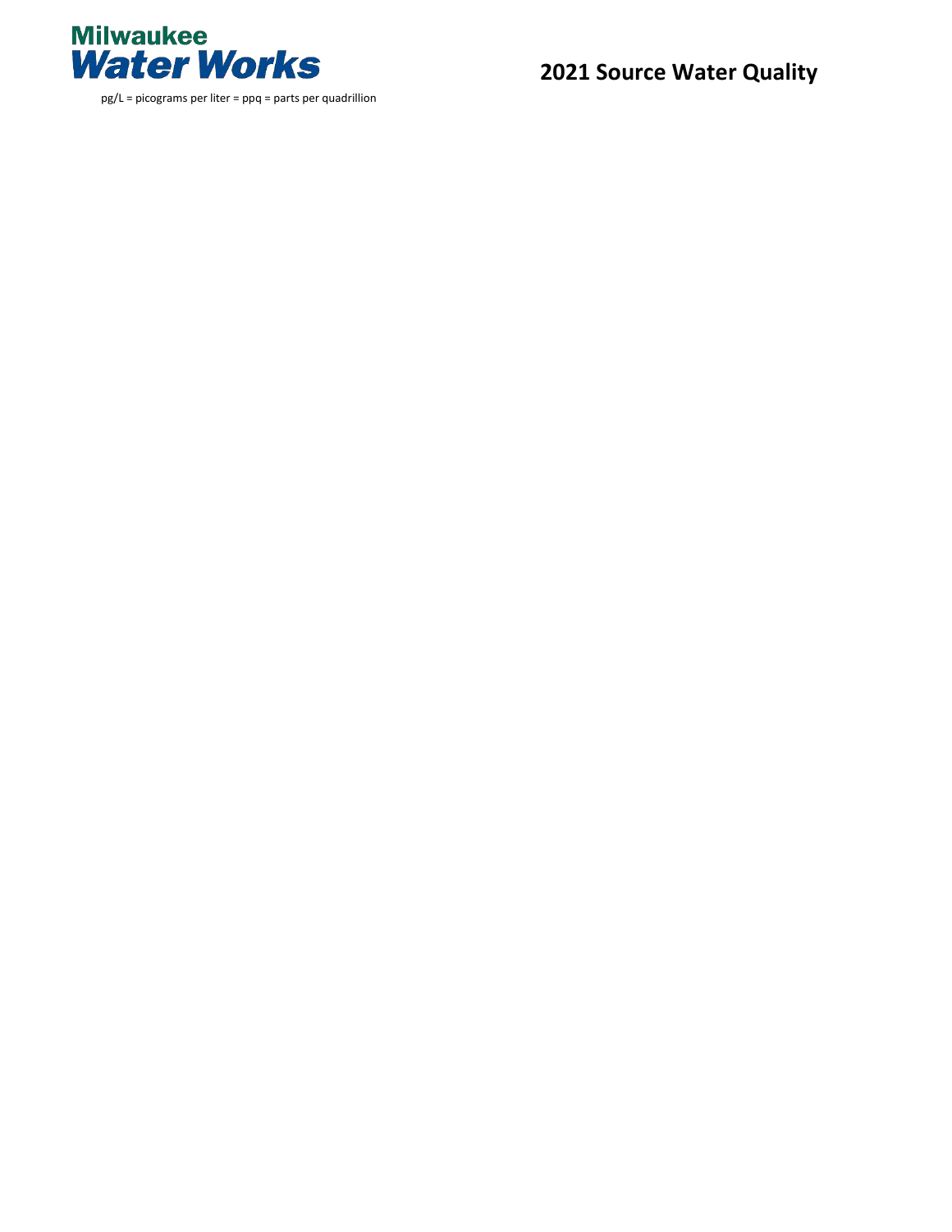pg/L = picograms per liter = ppq = parts per quadrillion